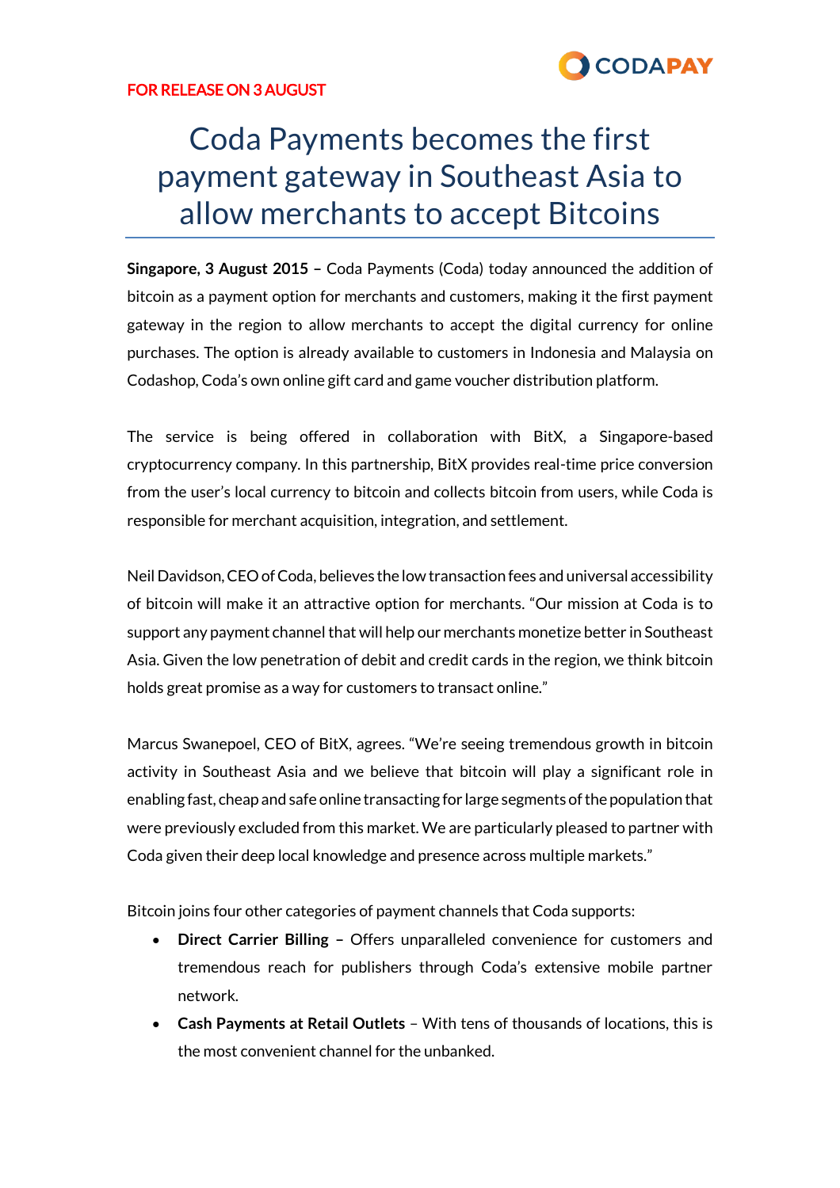FOR RELEASE ON 3 AUGUST

# Coda Payments becomes the first payment gateway in Southeast Asia to allow merchants to accept Bitcoins

**Singapore, 3 August 2015 –** Coda Payments (Coda) today announced the addition of bitcoin as a payment option for merchants and customers, making it the first payment gateway in the region to allow merchants to accept the digital currency for online purchases. The option is already available to customers in Indonesia and Malaysia on Codashop, Coda's own online gift card and game voucher distribution platform.

The service is being offered in collaboration with BitX, a Singapore-based cryptocurrency company. In this partnership, BitX provides real-time price conversion from the user's local currency to bitcoin and collects bitcoin from users, while Coda is responsible for merchant acquisition, integration, and settlement.

Neil Davidson, CEO of Coda, believes the low transaction fees and universal accessibility of bitcoin will make it an attractive option for merchants. "Our mission at Coda is to support any payment channel that will help our merchants monetize better in Southeast Asia. Given the low penetration of debit and credit cards in the region, we think bitcoin holds great promise as a way for customers to transact online."

Marcus Swanepoel, CEO of BitX, agrees. "We're seeing tremendous growth in bitcoin activity in Southeast Asia and we believe that bitcoin will play a significant role in enabling fast, cheap and safe online transacting for large segments of the population that were previously excluded from this market. We are particularly pleased to partner with Coda given their deep local knowledge and presence across multiple markets."

Bitcoin joins four other categories of payment channels that Coda supports:

- **Direct Carrier Billing –** Offers unparalleled convenience for customers and tremendous reach for publishers through Coda's extensive mobile partner network.
- **Cash Payments at Retail Outlets** – With tens of thousands of locations, this is the most convenient channel for the unbanked.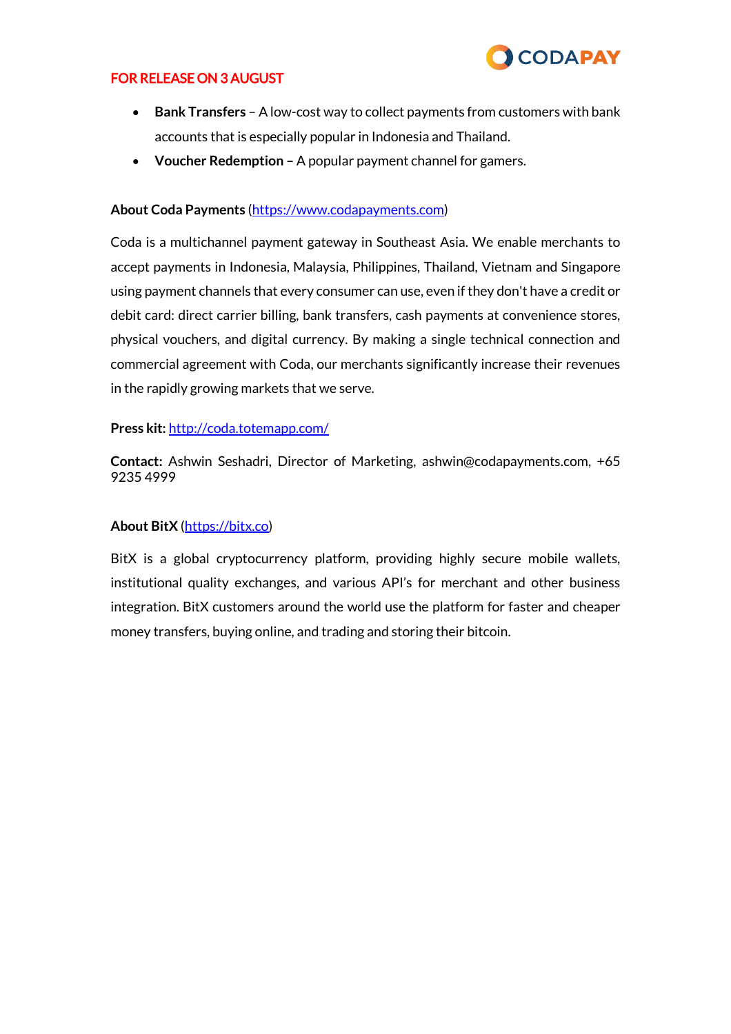FOR RELEASE ON 3 AUGUST

- **Bank Transfers** – A low-cost way to collect payments from customers with bank accounts that is especially popular in Indonesia and Thailand.
- **Voucher Redemption –** A popular payment channel for gamers.

**About Coda Payments** (https://www.codapayments.com)

Coda is a multichannel payment gateway in Southeast Asia. We enable merchants to accept payments in Indonesia, Malaysia, Philippines, Thailand, Vietnam and Singapore using payment channels that every consumer can use, even if they don't have a credit or debit card: direct carrier billing, bank transfers, cash payments at convenience stores, physical vouchers, and digital currency. By making a single technical connection and commercial agreement with Coda, our merchants significantly increase their revenues in the rapidly growing markets that we serve.

**Press kit:** http://coda.totemapp.com/

**Contact:** Ashwin Seshadri, Director of Marketing, ashwin@codapayments.com, +65 9235 4999

**About BitX** (https://bitx.co)

BitX is a global cryptocurrency platform, providing highly secure mobile wallets, institutional quality exchanges, and various API's for merchant and other business integration. BitX customers around the world use the platform for faster and cheaper money transfers, buying online, and trading and storing their bitcoin.